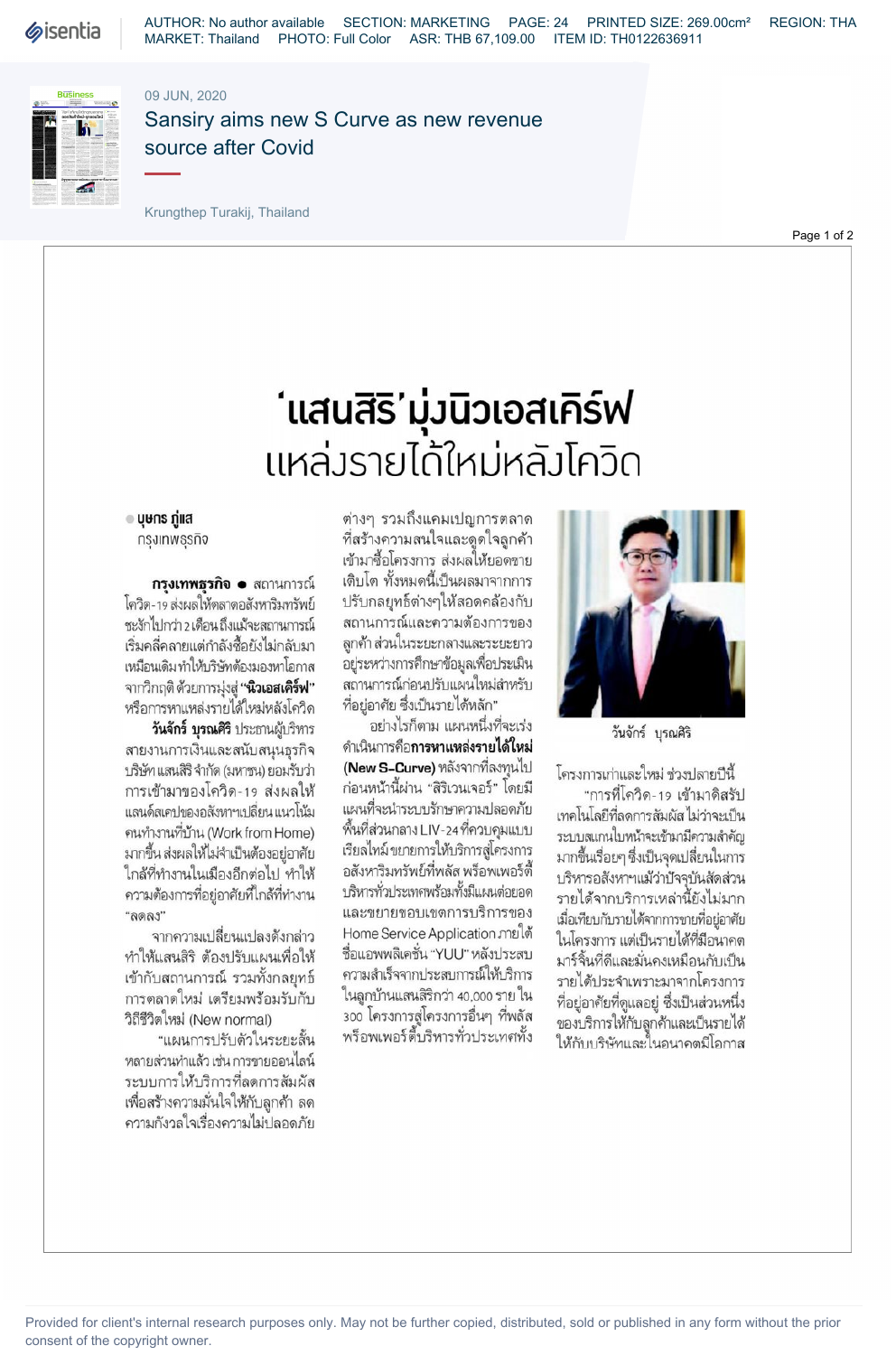09 JUN, 2020

# Sansiry aims new S Curve as new revenue source after Covid

Krungthep Turakij, Thailand

# 'แสนสิริ' มุ่งนิวเอสเคิร์ฟ แหล่งรายได้ใหม่หลังโควิด

● บุษกร ภู่แส
กรุงเทพธุรกิจ

**กรุงเทพธุรกิจ** ● สถานการณ์โควิด-19 ส่งผลให้ตลาดอสังหาริมทรัพย์ชะงักไปกว่า 2 เดือนถึงแม้จะสถานการณ์เริ่มคลี่คลายแต่กำลังซื้อยังไม่กลับมาเหมือนเดิมทำให้บริษัทต้องมองหาโอกาสจากวิกฤติ ด้วยการมุ่งสู่ **"นิวเอสเคิร์ฟ"** หรือการหาแหล่งรายได้ใหม่หลังโควิด

**วันจักร์ บุรณศิริ** ประธานผู้บริหารสายงานการเงินและสนับสนุนธุรกิจ บริษัท แสนสิริ จำกัด (มหาชน) ยอมรับว่าการเข้ามาของโควิด-19 ส่งผลให้แลนด์สเคปของอสังหาฯเปลี่ยน แนวโน้มคนทำงานที่บ้าน (Work from Home) มากขึ้น ส่งผลให้ไม่จำเป็นต้องอยู่อาศัยใกล้ที่ทำงานในเมืองอีกต่อไป ทำให้ความต้องการที่อยู่อาศัยที่ใกล้ที่ทำงาน "ลดลง"

จากความเปลี่ยนแปลงดังกล่าวทำให้แสนสิริ ต้องปรับแผนเพื่อให้เข้ากับสถานการณ์ รวมทั้งกลยุทธ์การตลาดใหม่ เตรียมพร้อมรับกับวิถีชีวิตใหม่ (New normal)

"แผนการปรับตัวในระยะสั้นหลายส่วนทำแล้ว เช่น การขายออนไลน์ ระบบการให้บริการที่ลดการสัมผัส เพื่อสร้างความมั่นใจให้กับลูกค้า ลดความกังวลใจเรื่องความไม่ปลอดภัยต่างๆ รวมถึงแคมเปญการตลาดที่สร้างความสนใจและดูดใจลูกค้าเข้ามาซื้อโครงการ ส่งผลให้ยอดขายเติบโต ทั้งหมดนี้เป็นผลมาจากการปรับกลยุทธ์ต่างๆให้สอดคล้องกับสถานการณ์และความต้องการของลูกค้า ส่วนในระยะกลางและระยะยาว อยู่ระหว่างการศึกษาข้อมูลเพื่อประเมินสถานการณ์ก่อนปรับแผนใหม่สำหรับที่อยู่อาศัย ซึ่งเป็นรายได้หลัก"

อย่างไรก็ตาม แผนหนึ่งที่จะเร่งดำเนินการคือ**การหาแหล่งรายได้ใหม่ (New S-Curve)** หลังจากที่ลงทุนไปก่อนหน้านี้ผ่าน "สิริเวนเจอร์" โดยมีแผนที่จะนำระบบรักษาความปลอดภัยพื้นที่ส่วนกลาง LIV-24 ที่ควบคุมแบบเรียลไทม์ ขยายการให้บริการสู่โครงการอสังหาริมทรัพย์ที่พลัส พร็อพเพอร์ตี้บริหารทั่วประเทศพร้อมทั้งมีแผนต่อยอดและขยายขอบเขตการบริการของ Home Service Application ภายใต้ชื่อแอพพลิเคชั่น "YUU" หลังประสบความสำเร็จจากประสบการณ์ให้บริการในลูกบ้านแสนสิริกว่า 40,000 ราย ใน 300 โครงการสู่โครงการอื่นๆ ที่พลัส พร็อพเพอร์ตี้บริหารทั่วประเทศทั้งโครงการเก่าและใหม่ ช่วงปลายปีนี้

วันจักร์ บุรณศิริ

"การที่โควิด-19 เข้ามาดิสรัปเทคโนโลยีที่ลดการสัมผัส ไม่ว่าจะเป็นระบบสแกนใบหน้าจะเข้ามามีความสำคัญมากขึ้นเรื่อยๆ ซึ่งเป็นจุดเปลี่ยนในการบริหารอสังหาฯแม้ว่าปัจจุบันสัดส่วนรายได้จากบริการเหล่านี้ยังไม่มาก เมื่อเทียบกับรายได้จากการขายที่อยู่อาศัยในโครงการ แต่เป็นรายได้ที่มีอนาคต มาร์จิ้นที่ดีและมั่นคงเหมือนกับเป็นรายได้ประจำเพราะมาจากโครงการที่อยู่อาศัยที่ดูแลอยู่ ซึ่งเป็นส่วนหนึ่งของบริการให้กับลูกค้าและเป็นรายได้ให้กับบริษัทและในอนาคตมีโอกาส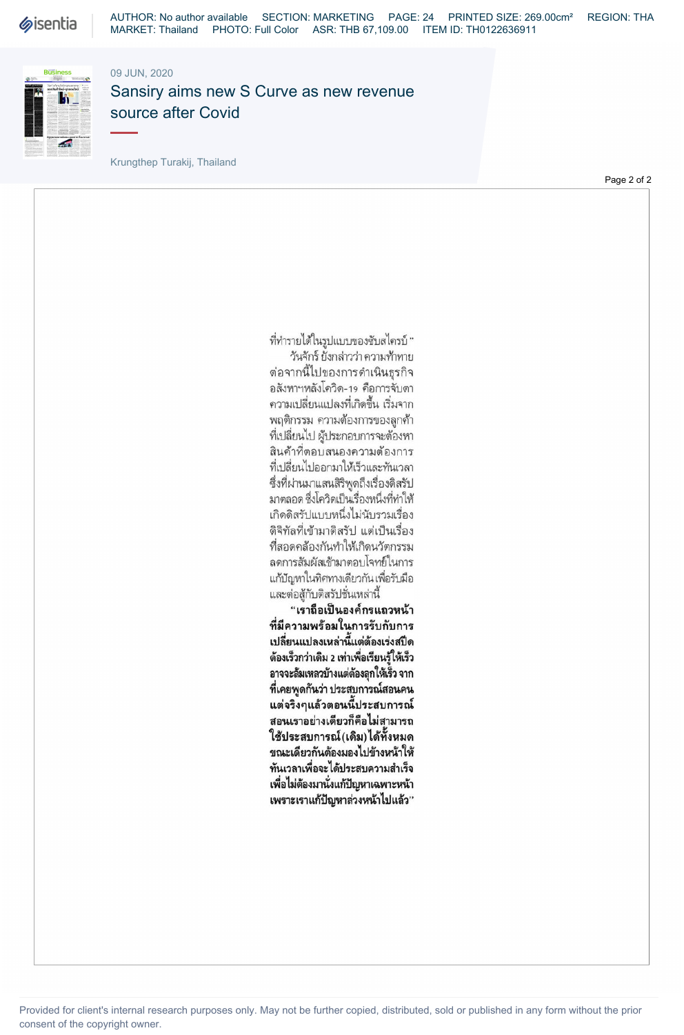09 JUN, 2020

# Sansiry aims new S Curve as new revenue source after Covid

Krungthep Turakij, Thailand

ที่ทำรายได้ในรูปแบบของซับสไครบ์"

วันจักร์ ยังกล่าวว่า ความท้าทายต่อจากนี้ไปของการดำเนินธุรกิจอสังหาฯหลังโควิด-19 คือการจับตาความเปลี่ยนแปลงที่เกิดขึ้น เริ่มจากพฤติกรรม ความต้องการของลูกค้าที่เปลี่ยนไป ผู้ประกอบการจะต้องหาสินค้าที่ตอบสนองความต้องการที่เปลี่ยนไปออกมาให้เร็วและทันเวลา ซึ่งที่ผ่านมาแสนสิริพูดถึงเรื่องดิสรัปมาตลอด ซึ่งโควิดเป็นเรื่องหนึ่งที่ทำให้เกิดดิสรัปแบบหนึ่งไม่นับรวมเรื่องดิจิทัลที่เข้ามาดิสรัป แต่เป็นเรื่องที่สอดคล้องกันทำให้เกิดนวัตกรรมลดการสัมผัสเข้ามาตอบโจทย์ในการแก้ปัญหาในทิศทางเดียวกัน เพื่อรับมือและต่อสู้กับดิสรัปชั่นเหล่านี้

**"เราถือเป็นองค์กรแถวหน้าที่มีความพร้อมในการรับกับการเปลี่ยนแปลงเหล่านี้แต่ต้องเร่งสปีดต้องเร็วกว่าเดิม 2 เท่าเพื่อเรียนรู้ให้เร็ว อาจจะล้มเหลวบ้างแต่ต้องลุกให้เร็ว จากที่เคยพูดกันว่า ประสบการณ์สอนคน แต่จริงๆแล้วตอนนี้ประสบการณ์สอนเราอย่างเดียวก็คือไม่สามารถใช้ประสบการณ์(เดิม)ได้ทั้งหมด ขณะเดียวกันต้องมองไปข้างหน้าให้ทันเวลาเพื่อจะได้ประสบความสำเร็จ เพื่อไม่ต้องมานั่งแก้ปัญหาเฉพาะหน้า เพราะเราแก้ปัญหาล่วงหน้าไปแล้ว"**